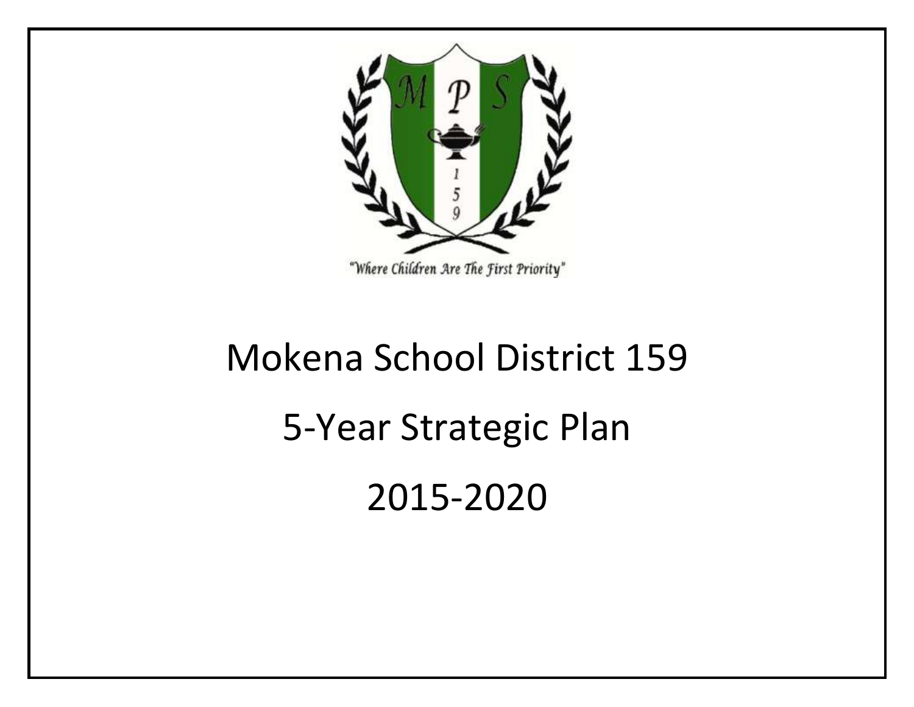"Where Children Are The First Priority"

# Mokena School District 159

# 5-Year Strategic Plan

# 2015-2020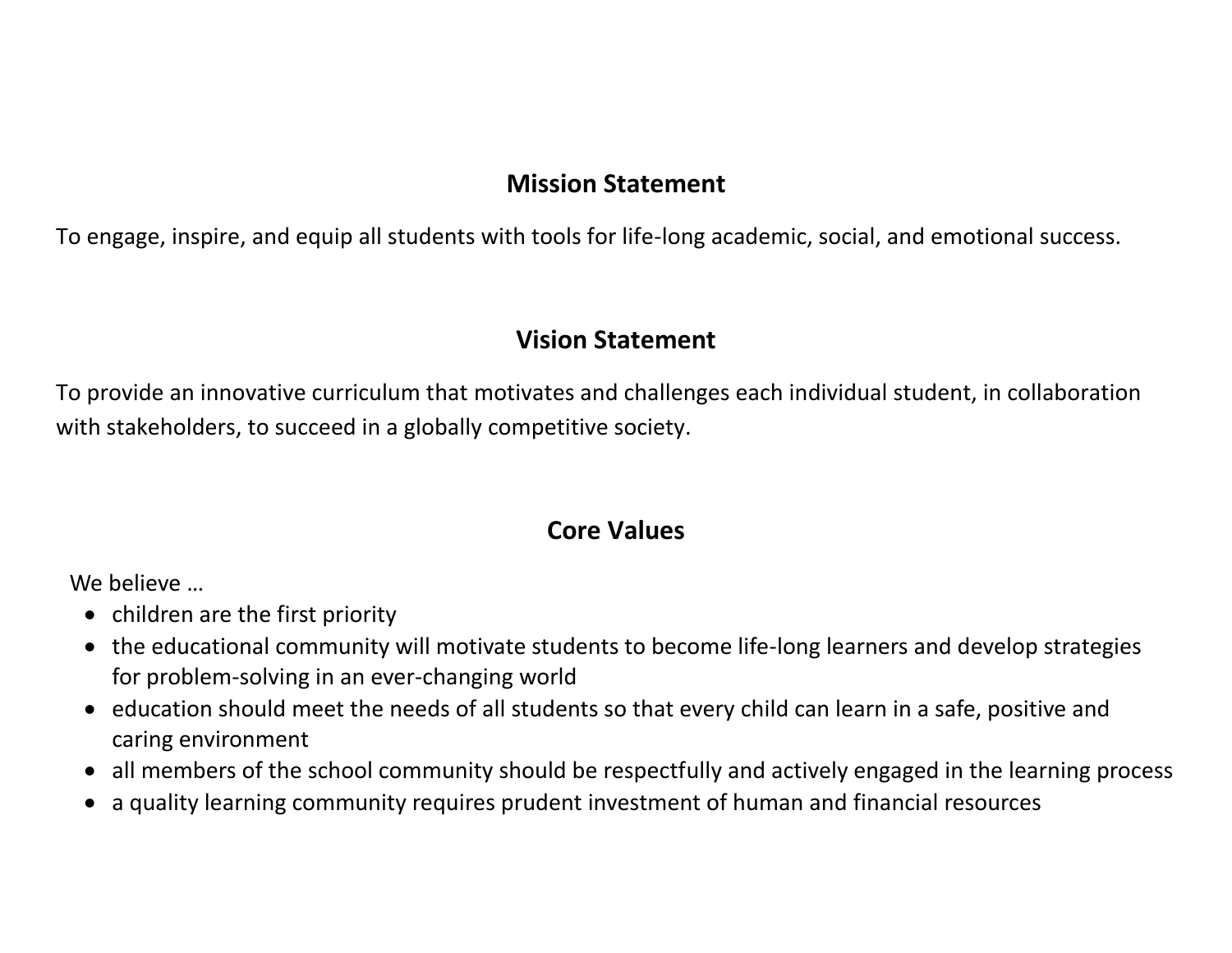## Mission Statement

To engage, inspire, and equip all students with tools for life-long academic, social, and emotional success.

## Vision Statement

To provide an innovative curriculum that motivates and challenges each individual student, in collaboration with stakeholders, to succeed in a globally competitive society.

## Core Values

We believe …

- children are the first priority
- the educational community will motivate students to become life-long learners and develop strategies for problem-solving in an ever-changing world
- education should meet the needs of all students so that every child can learn in a safe, positive and caring environment
- all members of the school community should be respectfully and actively engaged in the learning process
- a quality learning community requires prudent investment of human and financial resources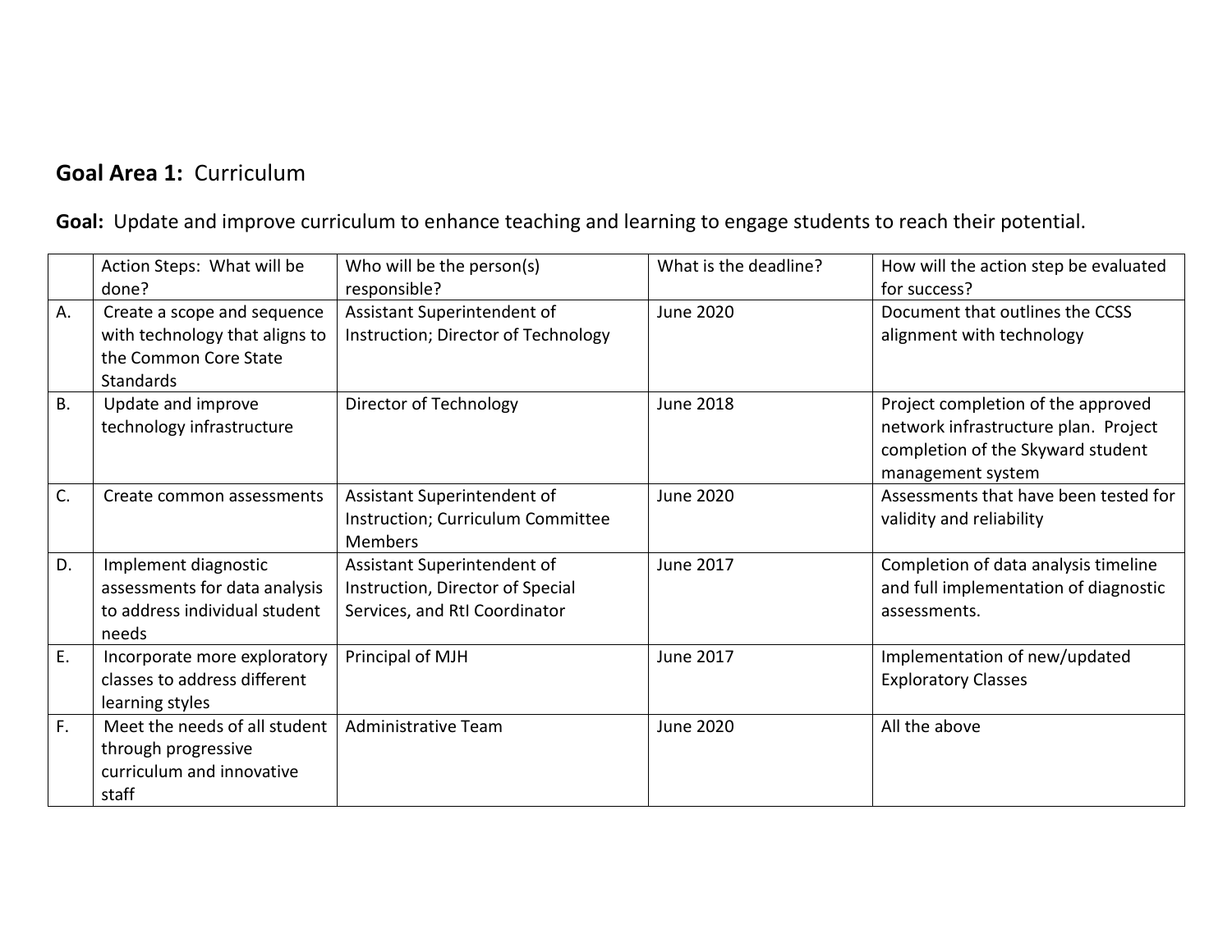**Goal Area 1:** Curriculum

**Goal:** Update and improve curriculum to enhance teaching and learning to engage students to reach their potential.

| | Action Steps: What will be done? | Who will be the person(s) responsible? | What is the deadline? | How will the action step be evaluated for success? |
|---|---|---|---|---|
| A. | Create a scope and sequence with technology that aligns to the Common Core State Standards | Assistant Superintendent of Instruction; Director of Technology | June 2020 | Document that outlines the CCSS alignment with technology |
| B. | Update and improve technology infrastructure | Director of Technology | June 2018 | Project completion of the approved network infrastructure plan. Project completion of the Skyward student management system |
| C. | Create common assessments | Assistant Superintendent of Instruction; Curriculum Committee Members | June 2020 | Assessments that have been tested for validity and reliability |
| D. | Implement diagnostic assessments for data analysis to address individual student needs | Assistant Superintendent of Instruction, Director of Special Services, and RtI Coordinator | June 2017 | Completion of data analysis timeline and full implementation of diagnostic assessments. |
| E. | Incorporate more exploratory classes to address different learning styles | Principal of MJH | June 2017 | Implementation of new/updated Exploratory Classes |
| F. | Meet the needs of all student through progressive curriculum and innovative staff | Administrative Team | June 2020 | All the above |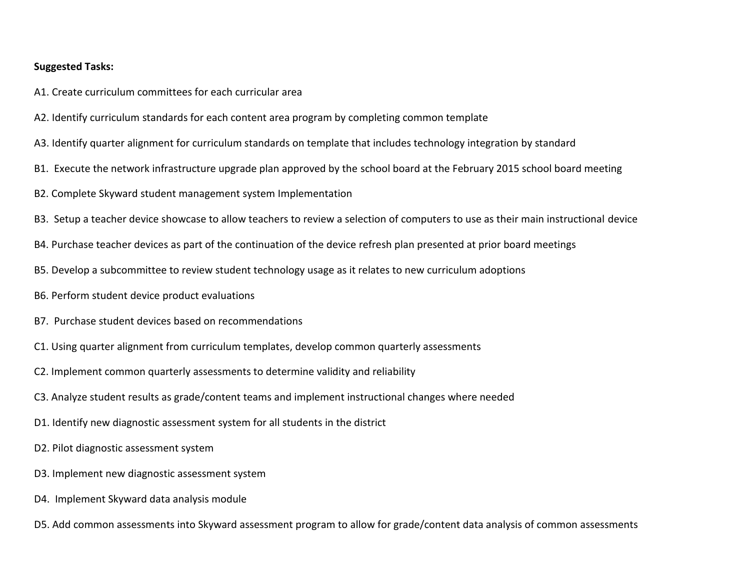**Suggested Tasks:**

A1. Create curriculum committees for each curricular area

A2. Identify curriculum standards for each content area program by completing common template

A3. Identify quarter alignment for curriculum standards on template that includes technology integration by standard

B1. Execute the network infrastructure upgrade plan approved by the school board at the February 2015 school board meeting

B2. Complete Skyward student management system Implementation

B3. Setup a teacher device showcase to allow teachers to review a selection of computers to use as their main instructional device

B4. Purchase teacher devices as part of the continuation of the device refresh plan presented at prior board meetings

B5. Develop a subcommittee to review student technology usage as it relates to new curriculum adoptions

B6. Perform student device product evaluations

B7. Purchase student devices based on recommendations

C1. Using quarter alignment from curriculum templates, develop common quarterly assessments

C2. Implement common quarterly assessments to determine validity and reliability

C3. Analyze student results as grade/content teams and implement instructional changes where needed

D1. Identify new diagnostic assessment system for all students in the district

D2. Pilot diagnostic assessment system

D3. Implement new diagnostic assessment system

D4. Implement Skyward data analysis module

D5. Add common assessments into Skyward assessment program to allow for grade/content data analysis of common assessments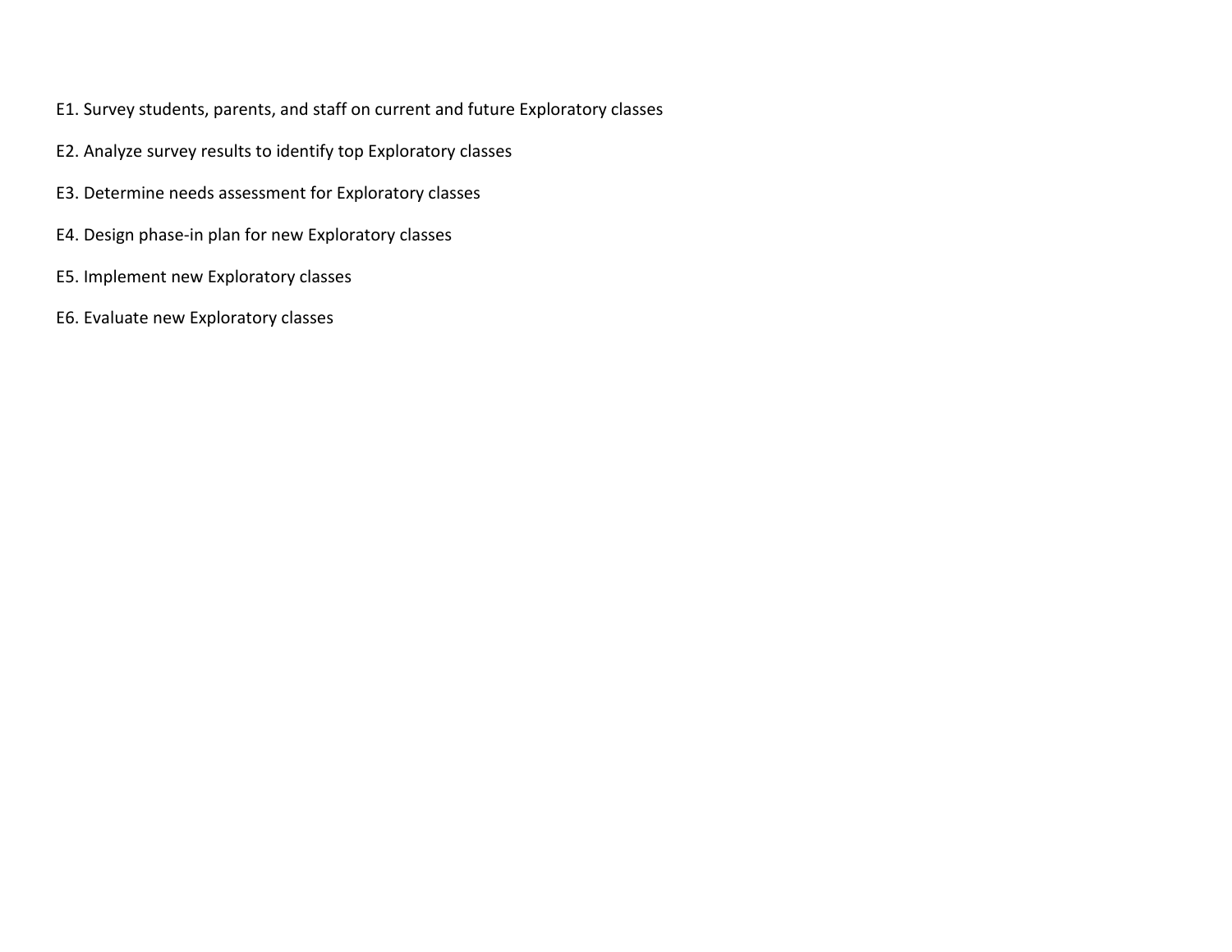E1. Survey students, parents, and staff on current and future Exploratory classes

E2. Analyze survey results to identify top Exploratory classes

E3. Determine needs assessment for Exploratory classes

E4. Design phase-in plan for new Exploratory classes

E5. Implement new Exploratory classes

E6. Evaluate new Exploratory classes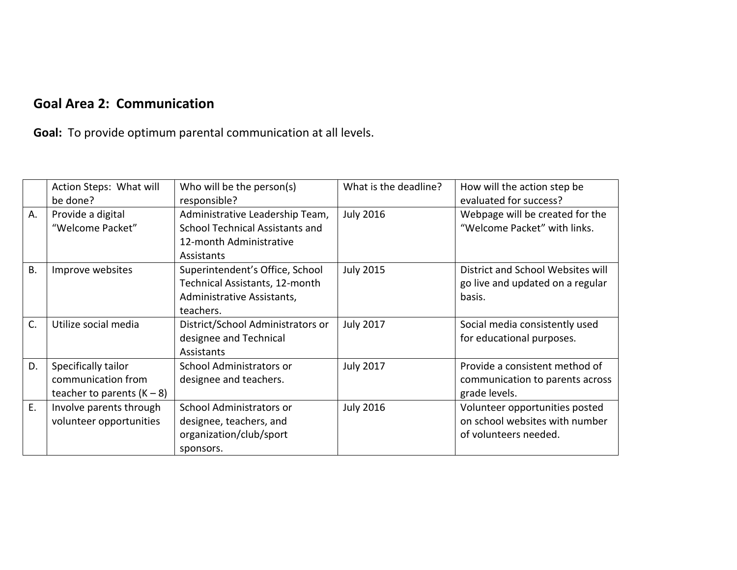## Goal Area 2: Communication

**Goal:** To provide optimum parental communication at all levels.

| | Action Steps: What will be done? | Who will be the person(s) responsible? | What is the deadline? | How will the action step be evaluated for success? |
|---|---|---|---|---|
| A. | Provide a digital "Welcome Packet" | Administrative Leadership Team, School Technical Assistants and 12-month Administrative Assistants | July 2016 | Webpage will be created for the "Welcome Packet" with links. |
| B. | Improve websites | Superintendent's Office, School Technical Assistants, 12-month Administrative Assistants, teachers. | July 2015 | District and School Websites will go live and updated on a regular basis. |
| C. | Utilize social media | District/School Administrators or designee and Technical Assistants | July 2017 | Social media consistently used for educational purposes. |
| D. | Specifically tailor communication from teacher to parents (K – 8) | School Administrators or designee and teachers. | July 2017 | Provide a consistent method of communication to parents across grade levels. |
| E. | Involve parents through volunteer opportunities | School Administrators or designee, teachers, and organization/club/sport sponsors. | July 2016 | Volunteer opportunities posted on school websites with number of volunteers needed. |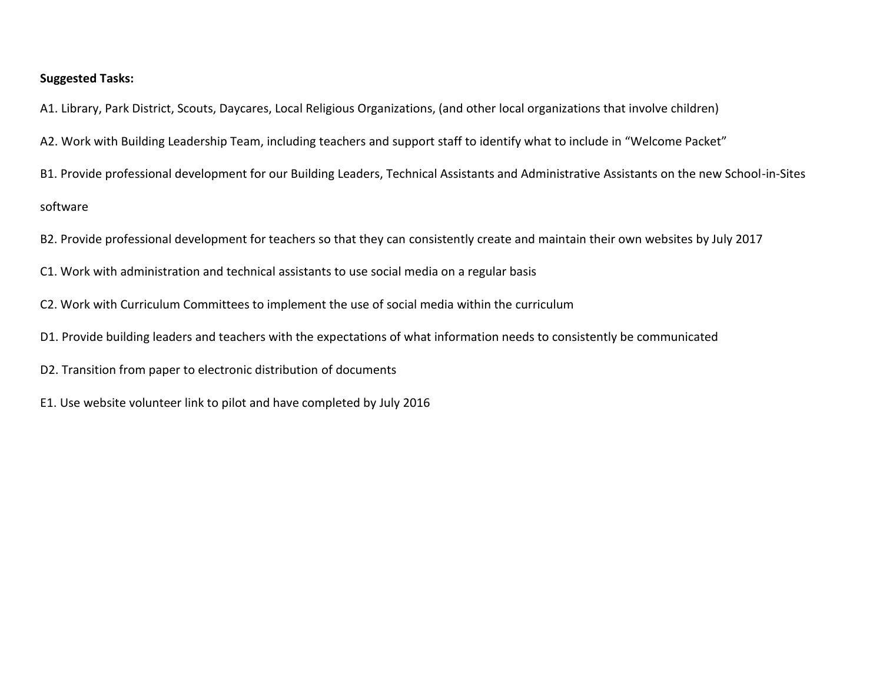**Suggested Tasks:**

A1. Library, Park District, Scouts, Daycares, Local Religious Organizations, (and other local organizations that involve children)

A2. Work with Building Leadership Team, including teachers and support staff to identify what to include in "Welcome Packet"

B1. Provide professional development for our Building Leaders, Technical Assistants and Administrative Assistants on the new School-in-Sites software

B2. Provide professional development for teachers so that they can consistently create and maintain their own websites by July 2017

C1. Work with administration and technical assistants to use social media on a regular basis

C2. Work with Curriculum Committees to implement the use of social media within the curriculum

D1. Provide building leaders and teachers with the expectations of what information needs to consistently be communicated

D2. Transition from paper to electronic distribution of documents

E1. Use website volunteer link to pilot and have completed by July 2016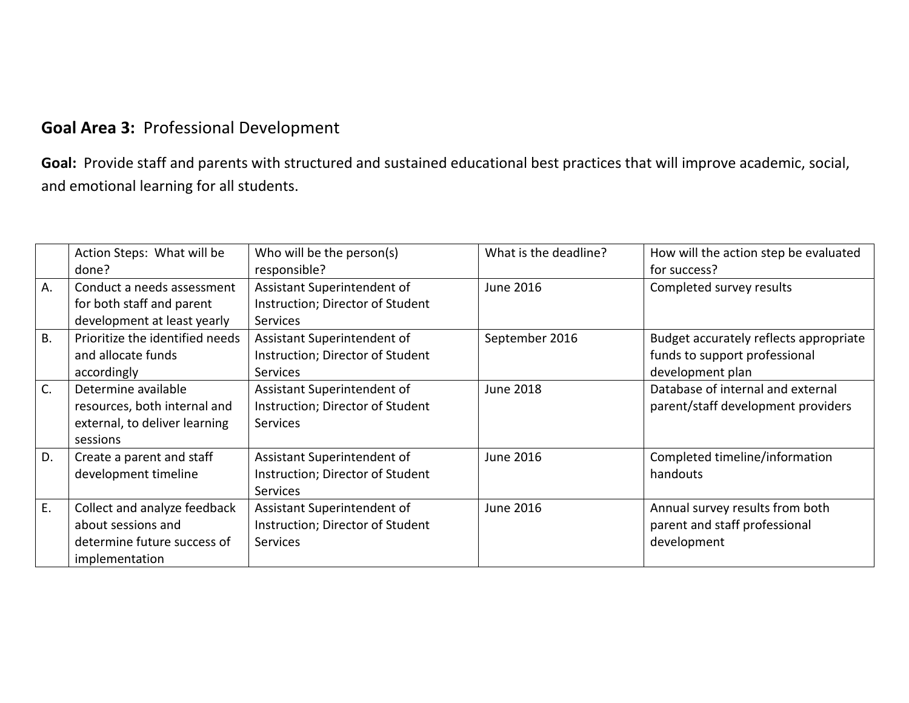**Goal Area 3:** Professional Development

**Goal:** Provide staff and parents with structured and sustained educational best practices that will improve academic, social, and emotional learning for all students.

| | Action Steps: What will be done? | Who will be the person(s) responsible? | What is the deadline? | How will the action step be evaluated for success? |
|---|---|---|---|---|
| A. | Conduct a needs assessment for both staff and parent development at least yearly | Assistant Superintendent of Instruction; Director of Student Services | June 2016 | Completed survey results |
| B. | Prioritize the identified needs and allocate funds accordingly | Assistant Superintendent of Instruction; Director of Student Services | September 2016 | Budget accurately reflects appropriate funds to support professional development plan |
| C. | Determine available resources, both internal and external, to deliver learning sessions | Assistant Superintendent of Instruction; Director of Student Services | June 2018 | Database of internal and external parent/staff development providers |
| D. | Create a parent and staff development timeline | Assistant Superintendent of Instruction; Director of Student Services | June 2016 | Completed timeline/information handouts |
| E. | Collect and analyze feedback about sessions and determine future success of implementation | Assistant Superintendent of Instruction; Director of Student Services | June 2016 | Annual survey results from both parent and staff professional development |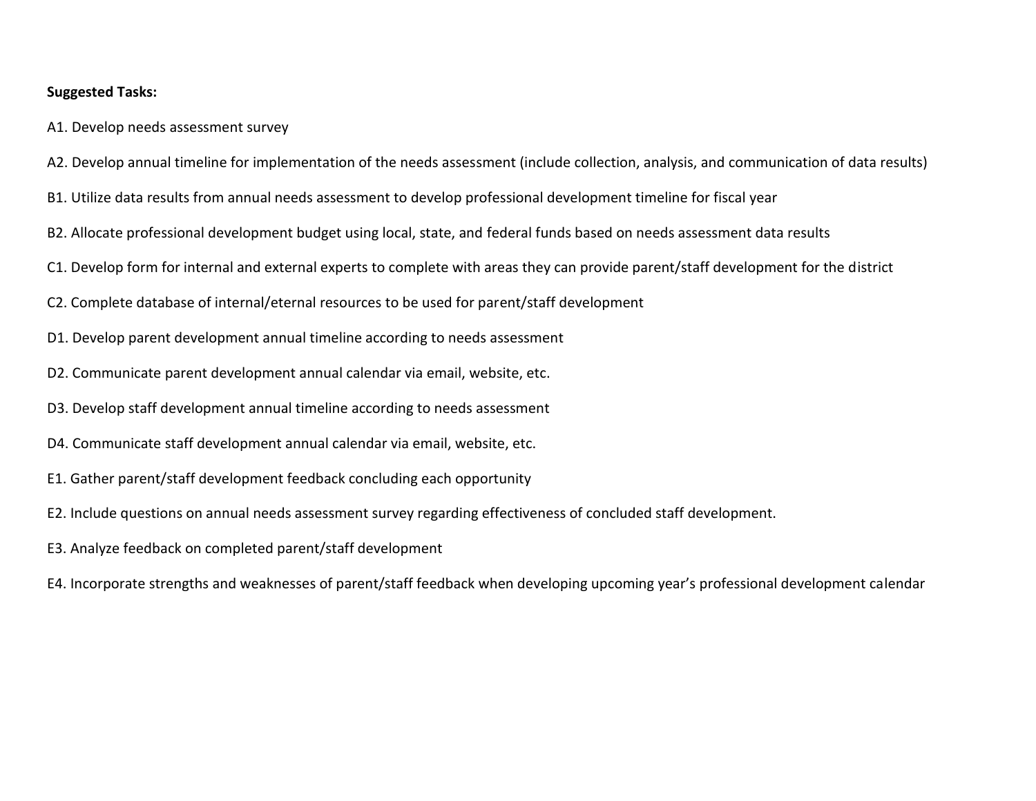**Suggested Tasks:**

A1. Develop needs assessment survey

A2. Develop annual timeline for implementation of the needs assessment (include collection, analysis, and communication of data results)

B1. Utilize data results from annual needs assessment to develop professional development timeline for fiscal year

B2. Allocate professional development budget using local, state, and federal funds based on needs assessment data results

C1. Develop form for internal and external experts to complete with areas they can provide parent/staff development for the district

C2. Complete database of internal/eternal resources to be used for parent/staff development

D1. Develop parent development annual timeline according to needs assessment

D2. Communicate parent development annual calendar via email, website, etc.

D3. Develop staff development annual timeline according to needs assessment

D4. Communicate staff development annual calendar via email, website, etc.

E1. Gather parent/staff development feedback concluding each opportunity

E2. Include questions on annual needs assessment survey regarding effectiveness of concluded staff development.

E3. Analyze feedback on completed parent/staff development

E4. Incorporate strengths and weaknesses of parent/staff feedback when developing upcoming year's professional development calendar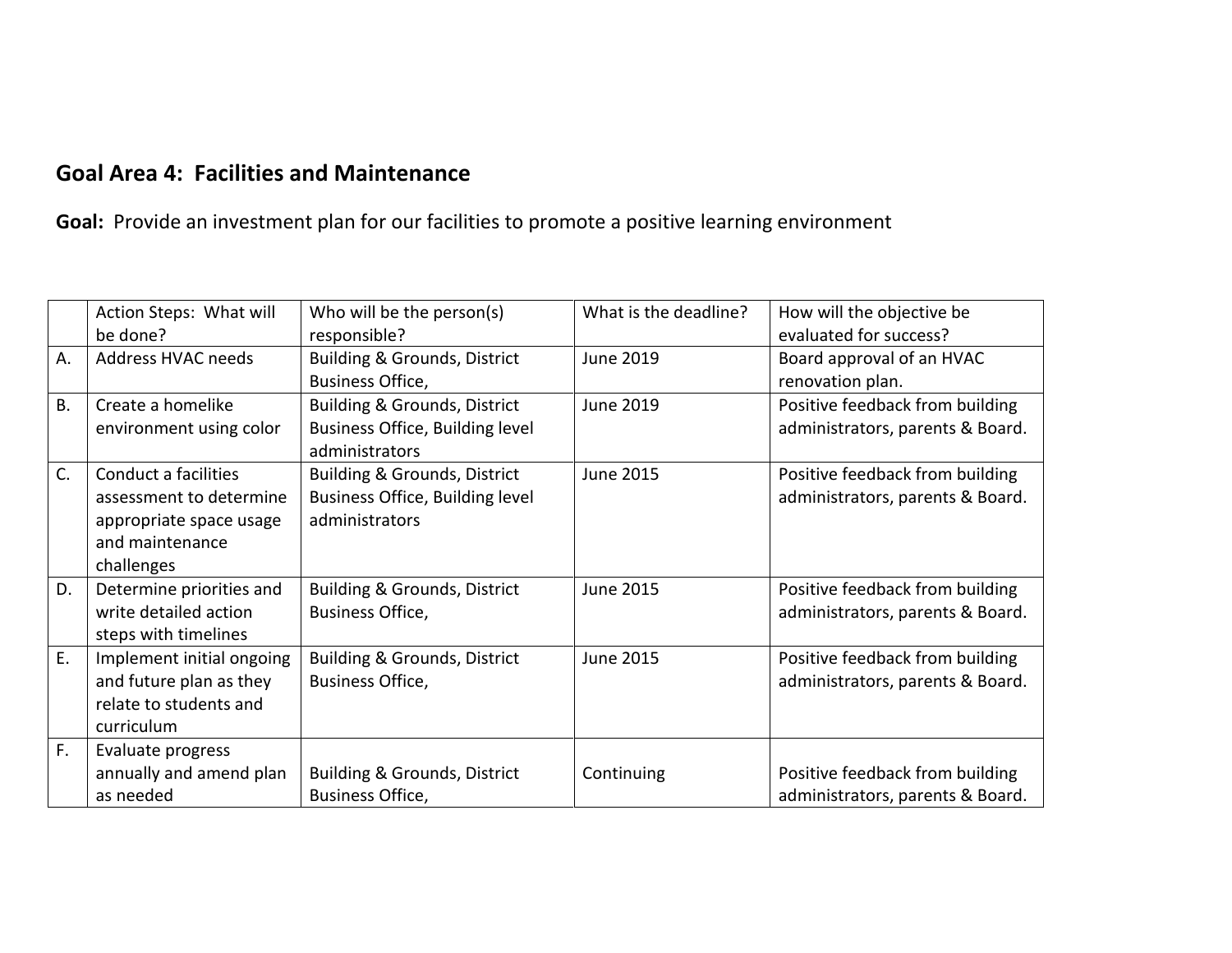## Goal Area 4: Facilities and Maintenance

**Goal:** Provide an investment plan for our facilities to promote a positive learning environment

| | Action Steps: What will be done? | Who will be the person(s) responsible? | What is the deadline? | How will the objective be evaluated for success? |
|---|---|---|---|---|
| A. | Address HVAC needs | Building & Grounds, District Business Office, | June 2019 | Board approval of an HVAC renovation plan. |
| B. | Create a homelike environment using color | Building & Grounds, District Business Office, Building level administrators | June 2019 | Positive feedback from building administrators, parents & Board. |
| C. | Conduct a facilities assessment to determine appropriate space usage and maintenance challenges | Building & Grounds, District Business Office, Building level administrators | June 2015 | Positive feedback from building administrators, parents & Board. |
| D. | Determine priorities and write detailed action steps with timelines | Building & Grounds, District Business Office, | June 2015 | Positive feedback from building administrators, parents & Board. |
| E. | Implement initial ongoing and future plan as they relate to students and curriculum | Building & Grounds, District Business Office, | June 2015 | Positive feedback from building administrators, parents & Board. |
| F. | Evaluate progress annually and amend plan as needed | Building & Grounds, District Business Office, | Continuing | Positive feedback from building administrators, parents & Board. |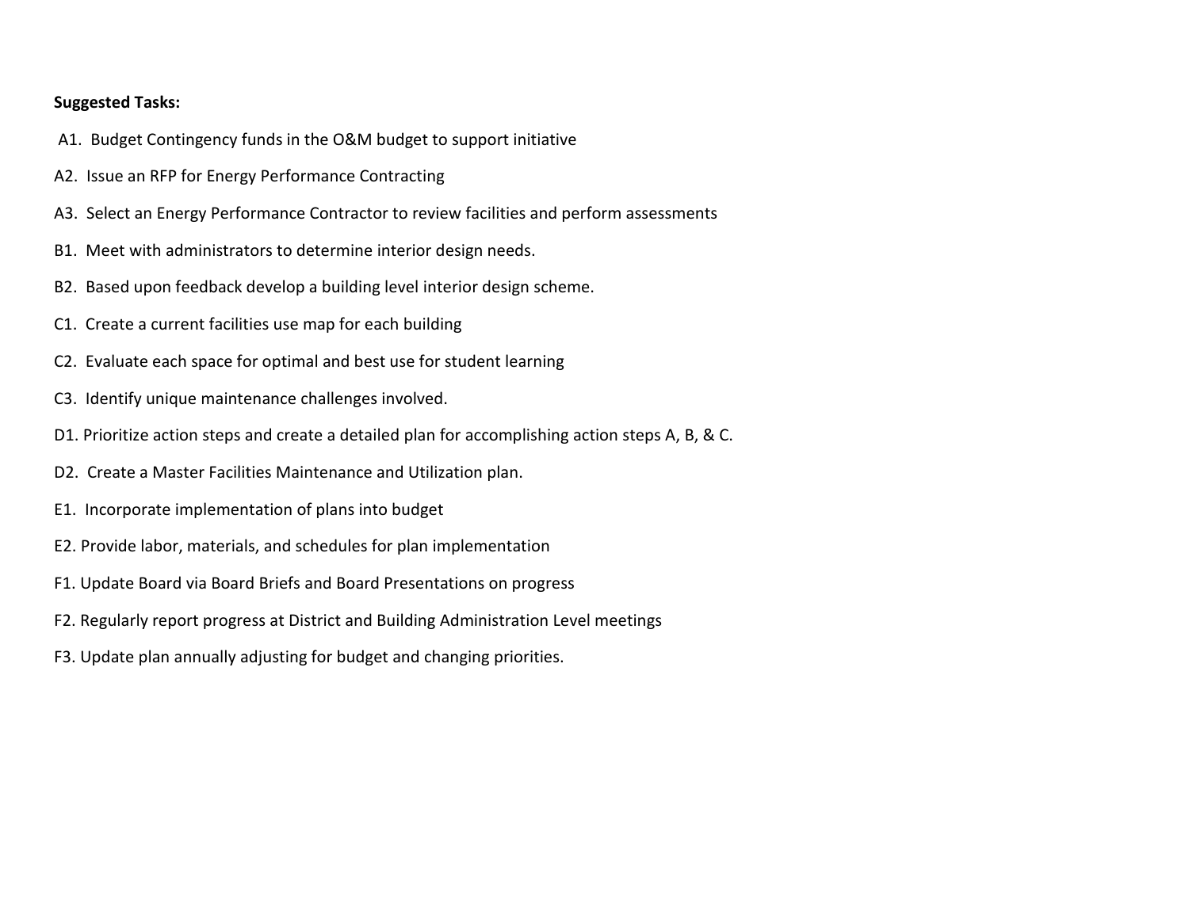**Suggested Tasks:**

A1. Budget Contingency funds in the O&M budget to support initiative

A2. Issue an RFP for Energy Performance Contracting

A3. Select an Energy Performance Contractor to review facilities and perform assessments

B1. Meet with administrators to determine interior design needs.

B2. Based upon feedback develop a building level interior design scheme.

C1. Create a current facilities use map for each building

C2. Evaluate each space for optimal and best use for student learning

C3. Identify unique maintenance challenges involved.

D1. Prioritize action steps and create a detailed plan for accomplishing action steps A, B, & C.

D2. Create a Master Facilities Maintenance and Utilization plan.

E1. Incorporate implementation of plans into budget

E2. Provide labor, materials, and schedules for plan implementation

F1. Update Board via Board Briefs and Board Presentations on progress

F2. Regularly report progress at District and Building Administration Level meetings

F3. Update plan annually adjusting for budget and changing priorities.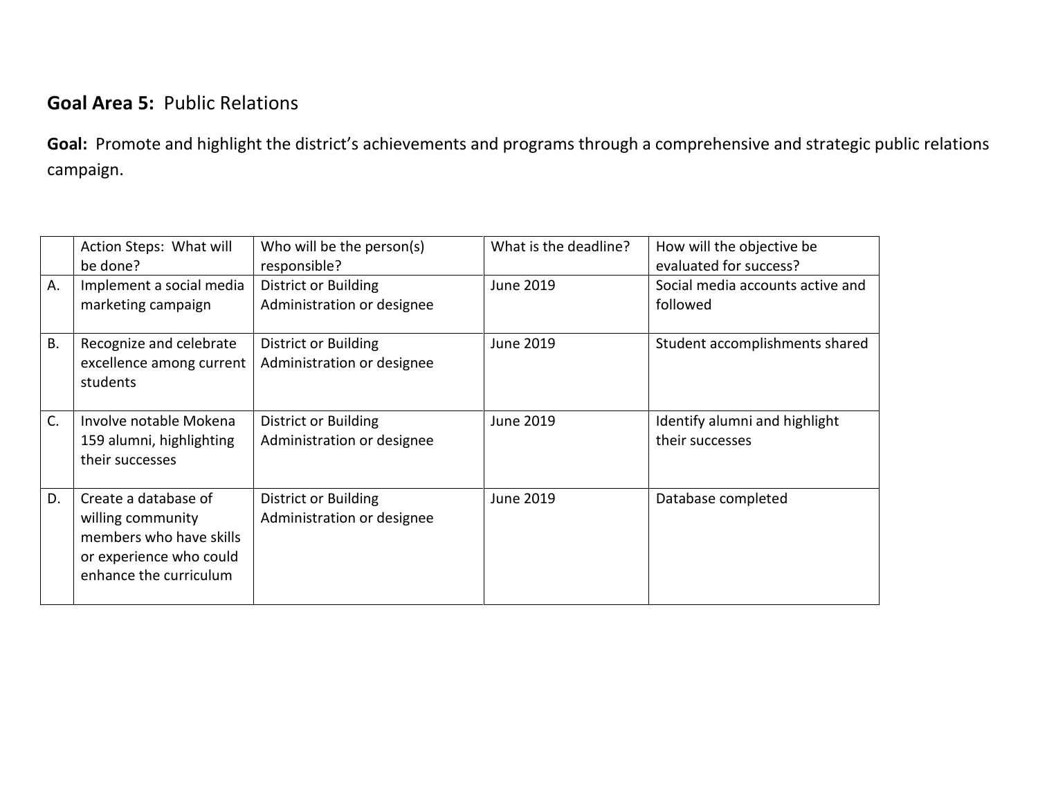**Goal Area 5:** Public Relations

**Goal:** Promote and highlight the district's achievements and programs through a comprehensive and strategic public relations campaign.

| | Action Steps: What will be done? | Who will be the person(s) responsible? | What is the deadline? | How will the objective be evaluated for success? |
|---|---|---|---|---|
| A. | Implement a social media marketing campaign | District or Building Administration or designee | June 2019 | Social media accounts active and followed |
| B. | Recognize and celebrate excellence among current students | District or Building Administration or designee | June 2019 | Student accomplishments shared |
| C. | Involve notable Mokena 159 alumni, highlighting their successes | District or Building Administration or designee | June 2019 | Identify alumni and highlight their successes |
| D. | Create a database of willing community members who have skills or experience who could enhance the curriculum | District or Building Administration or designee | June 2019 | Database completed |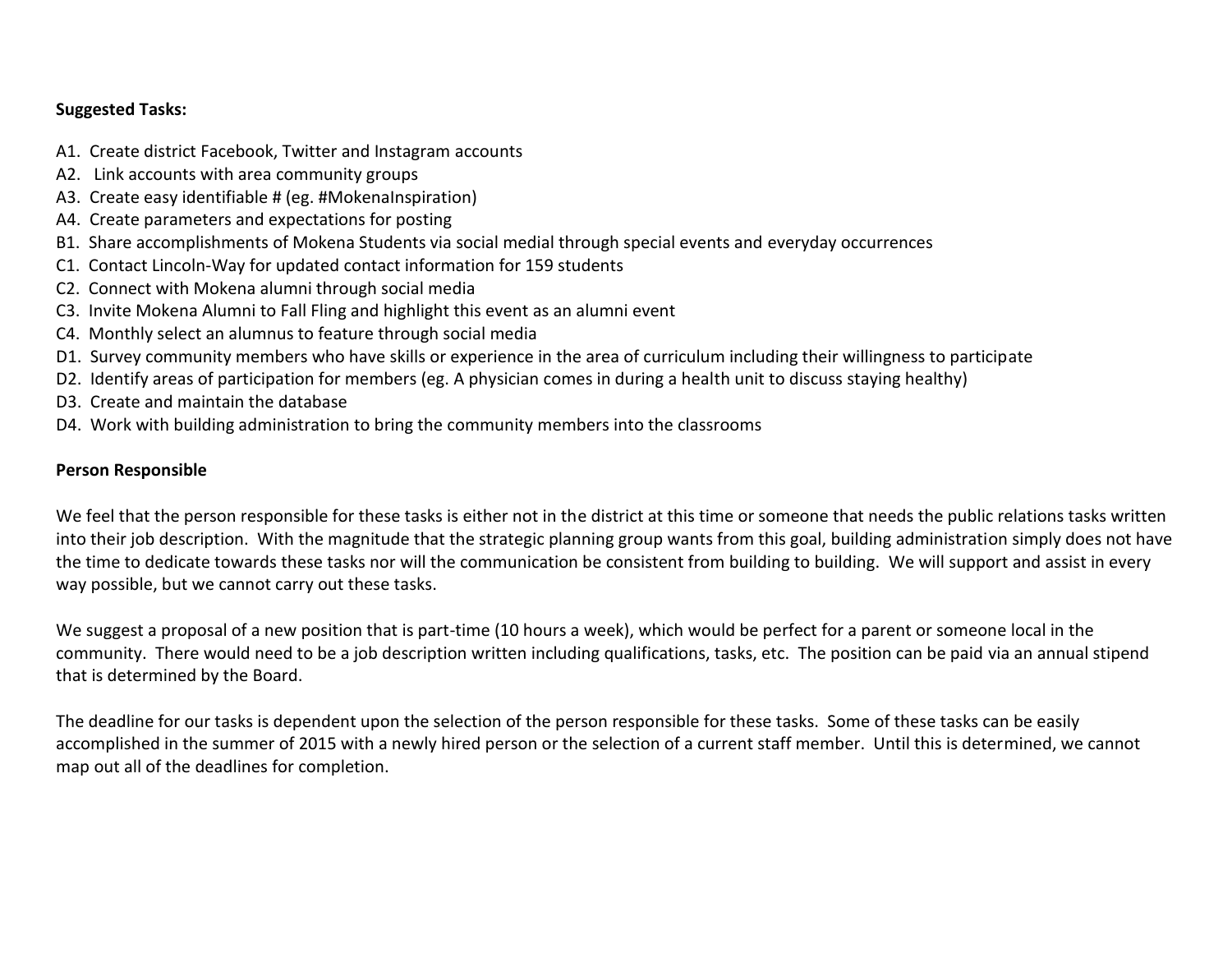**Suggested Tasks:**

A1. Create district Facebook, Twitter and Instagram accounts
A2. Link accounts with area community groups
A3. Create easy identifiable # (eg. #MokenaInspiration)
A4. Create parameters and expectations for posting
B1. Share accomplishments of Mokena Students via social medial through special events and everyday occurrences
C1. Contact Lincoln-Way for updated contact information for 159 students
C2. Connect with Mokena alumni through social media
C3. Invite Mokena Alumni to Fall Fling and highlight this event as an alumni event
C4. Monthly select an alumnus to feature through social media
D1. Survey community members who have skills or experience in the area of curriculum including their willingness to participate
D2. Identify areas of participation for members (eg. A physician comes in during a health unit to discuss staying healthy)
D3. Create and maintain the database
D4. Work with building administration to bring the community members into the classrooms

**Person Responsible**

We feel that the person responsible for these tasks is either not in the district at this time or someone that needs the public relations tasks written into their job description. With the magnitude that the strategic planning group wants from this goal, building administration simply does not have the time to dedicate towards these tasks nor will the communication be consistent from building to building. We will support and assist in every way possible, but we cannot carry out these tasks.

We suggest a proposal of a new position that is part-time (10 hours a week), which would be perfect for a parent or someone local in the community. There would need to be a job description written including qualifications, tasks, etc. The position can be paid via an annual stipend that is determined by the Board.

The deadline for our tasks is dependent upon the selection of the person responsible for these tasks. Some of these tasks can be easily accomplished in the summer of 2015 with a newly hired person or the selection of a current staff member. Until this is determined, we cannot map out all of the deadlines for completion.